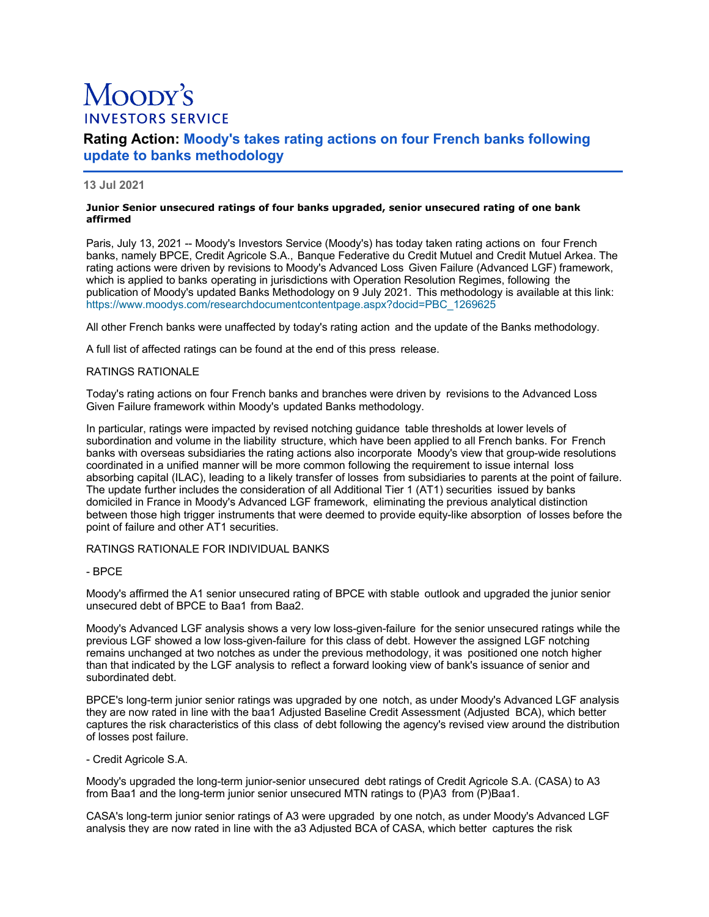# Moody's

## INVESTORS SERVICE

## Rating Action: Moody's takes rating actions on four French banks following update to banks methodology

**13 Jul 2021**

**Junior Senior unsecured ratings of four banks upgraded, senior unsecured rating of one bank affirmed**

Paris, July 13, 2021 -- Moody's Investors Service (Moody's) has today taken rating actions on four French banks, namely BPCE, Credit Agricole S.A., Banque Federative du Credit Mutuel and Credit Mutuel Arkea. The rating actions were driven by revisions to Moody's Advanced Loss Given Failure (Advanced LGF) framework, which is applied to banks operating in jurisdictions with Operation Resolution Regimes, following the publication of Moody's updated Banks Methodology on 9 July 2021. This methodology is available at this link: https://www.moodys.com/researchdocumentcontentpage.aspx?docid=PBC_1269625

All other French banks were unaffected by today's rating action and the update of the Banks methodology.

A full list of affected ratings can be found at the end of this press release.

RATINGS RATIONALE

Today's rating actions on four French banks and branches were driven by revisions to the Advanced Loss Given Failure framework within Moody's updated Banks methodology.

In particular, ratings were impacted by revised notching guidance table thresholds at lower levels of subordination and volume in the liability structure, which have been applied to all French banks. For French banks with overseas subsidiaries the rating actions also incorporate Moody's view that group-wide resolutions coordinated in a unified manner will be more common following the requirement to issue internal loss absorbing capital (ILAC), leading to a likely transfer of losses from subsidiaries to parents at the point of failure. The update further includes the consideration of all Additional Tier 1 (AT1) securities issued by banks domiciled in France in Moody's Advanced LGF framework, eliminating the previous analytical distinction between those high trigger instruments that were deemed to provide equity-like absorption of losses before the point of failure and other AT1 securities.

RATINGS RATIONALE FOR INDIVIDUAL BANKS

- BPCE

Moody's affirmed the A1 senior unsecured rating of BPCE with stable outlook and upgraded the junior senior unsecured debt of BPCE to Baa1 from Baa2.

Moody's Advanced LGF analysis shows a very low loss-given-failure for the senior unsecured ratings while the previous LGF showed a low loss-given-failure for this class of debt. However the assigned LGF notching remains unchanged at two notches as under the previous methodology, it was positioned one notch higher than that indicated by the LGF analysis to reflect a forward looking view of bank's issuance of senior and subordinated debt.

BPCE's long-term junior senior ratings was upgraded by one notch, as under Moody's Advanced LGF analysis they are now rated in line with the baa1 Adjusted Baseline Credit Assessment (Adjusted BCA), which better captures the risk characteristics of this class of debt following the agency's revised view around the distribution of losses post failure.

- Credit Agricole S.A.

Moody's upgraded the long-term junior-senior unsecured debt ratings of Credit Agricole S.A. (CASA) to A3 from Baa1 and the long-term junior senior unsecured MTN ratings to (P)A3 from (P)Baa1.

CASA's long-term junior senior ratings of A3 were upgraded by one notch, as under Moody's Advanced LGF analysis they are now rated in line with the a3 Adjusted BCA of CASA, which better captures the risk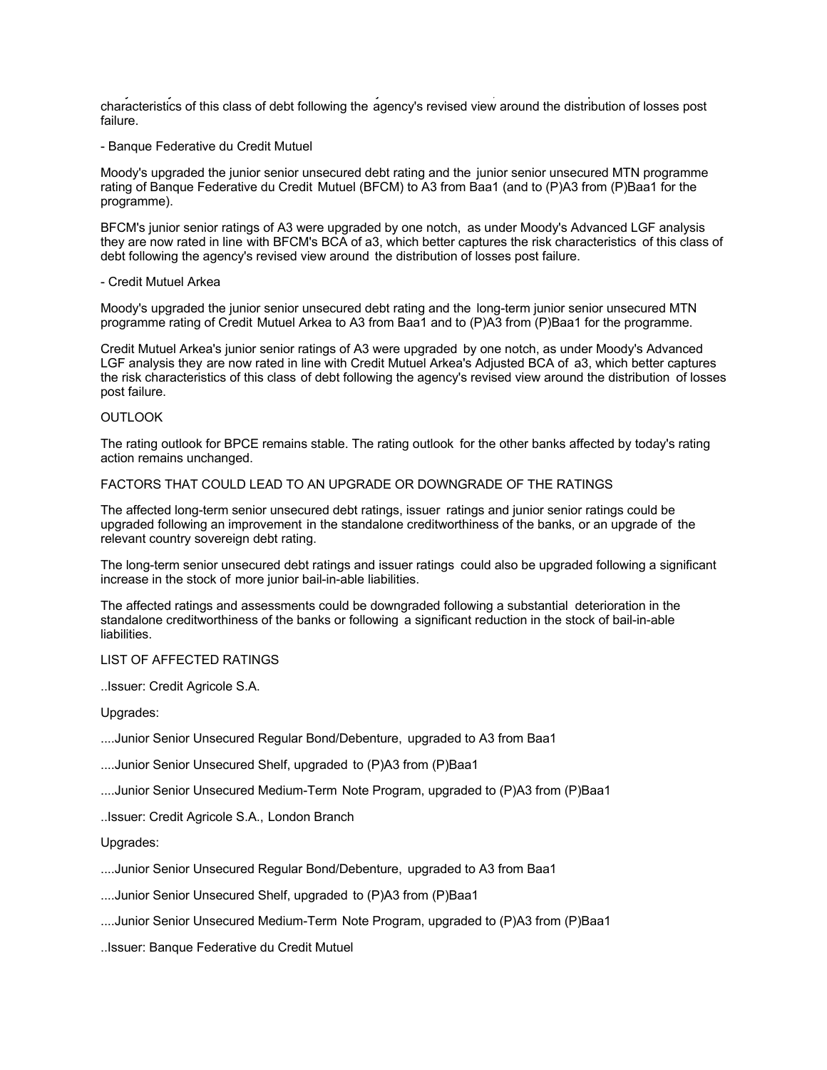characteristics of this class of debt following the agency's revised view around the distribution of losses post failure.

- Banque Federative du Credit Mutuel

Moody's upgraded the junior senior unsecured debt rating and the junior senior unsecured MTN programme rating of Banque Federative du Credit Mutuel (BFCM) to A3 from Baa1 (and to (P)A3 from (P)Baa1 for the programme).

BFCM's junior senior ratings of A3 were upgraded by one notch, as under Moody's Advanced LGF analysis they are now rated in line with BFCM's BCA of a3, which better captures the risk characteristics of this class of debt following the agency's revised view around the distribution of losses post failure.

- Credit Mutuel Arkea

Moody's upgraded the junior senior unsecured debt rating and the long-term junior senior unsecured MTN programme rating of Credit Mutuel Arkea to A3 from Baa1 and to (P)A3 from (P)Baa1 for the programme.

Credit Mutuel Arkea's junior senior ratings of A3 were upgraded by one notch, as under Moody's Advanced LGF analysis they are now rated in line with Credit Mutuel Arkea's Adjusted BCA of a3, which better captures the risk characteristics of this class of debt following the agency's revised view around the distribution of losses post failure.

OUTLOOK

The rating outlook for BPCE remains stable. The rating outlook for the other banks affected by today's rating action remains unchanged.

FACTORS THAT COULD LEAD TO AN UPGRADE OR DOWNGRADE OF THE RATINGS

The affected long-term senior unsecured debt ratings, issuer ratings and junior senior ratings could be upgraded following an improvement in the standalone creditworthiness of the banks, or an upgrade of the relevant country sovereign debt rating.

The long-term senior unsecured debt ratings and issuer ratings could also be upgraded following a significant increase in the stock of more junior bail-in-able liabilities.

The affected ratings and assessments could be downgraded following a substantial deterioration in the standalone creditworthiness of the banks or following a significant reduction in the stock of bail-in-able liabilities.

LIST OF AFFECTED RATINGS

..Issuer: Credit Agricole S.A.

Upgrades:

....Junior Senior Unsecured Regular Bond/Debenture, upgraded to A3 from Baa1

....Junior Senior Unsecured Shelf, upgraded to (P)A3 from (P)Baa1

....Junior Senior Unsecured Medium-Term Note Program, upgraded to (P)A3 from (P)Baa1

..Issuer: Credit Agricole S.A., London Branch

Upgrades:

....Junior Senior Unsecured Regular Bond/Debenture, upgraded to A3 from Baa1

....Junior Senior Unsecured Shelf, upgraded to (P)A3 from (P)Baa1

....Junior Senior Unsecured Medium-Term Note Program, upgraded to (P)A3 from (P)Baa1

..Issuer: Banque Federative du Credit Mutuel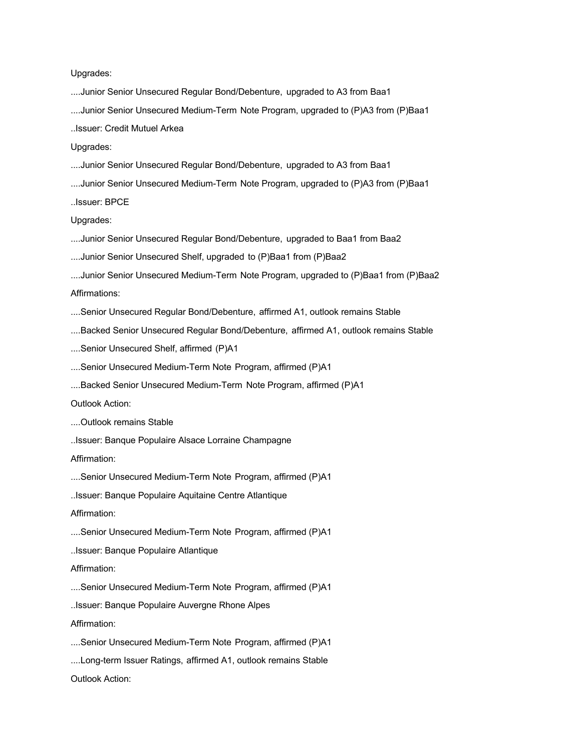Upgrades:

....Junior Senior Unsecured Regular Bond/Debenture, upgraded to A3 from Baa1

....Junior Senior Unsecured Medium-Term Note Program, upgraded to (P)A3 from (P)Baa1

..Issuer: Credit Mutuel Arkea

Upgrades:

....Junior Senior Unsecured Regular Bond/Debenture, upgraded to A3 from Baa1

....Junior Senior Unsecured Medium-Term Note Program, upgraded to (P)A3 from (P)Baa1

..Issuer: BPCE

Upgrades:

....Junior Senior Unsecured Regular Bond/Debenture, upgraded to Baa1 from Baa2

....Junior Senior Unsecured Shelf, upgraded to (P)Baa1 from (P)Baa2

....Junior Senior Unsecured Medium-Term Note Program, upgraded to (P)Baa1 from (P)Baa2

Affirmations:

....Senior Unsecured Regular Bond/Debenture, affirmed A1, outlook remains Stable

....Backed Senior Unsecured Regular Bond/Debenture, affirmed A1, outlook remains Stable

....Senior Unsecured Shelf, affirmed (P)A1

....Senior Unsecured Medium-Term Note Program, affirmed (P)A1

....Backed Senior Unsecured Medium-Term Note Program, affirmed (P)A1

Outlook Action:

....Outlook remains Stable

..Issuer: Banque Populaire Alsace Lorraine Champagne

Affirmation:

....Senior Unsecured Medium-Term Note Program, affirmed (P)A1

..Issuer: Banque Populaire Aquitaine Centre Atlantique

Affirmation:

....Senior Unsecured Medium-Term Note Program, affirmed (P)A1

..Issuer: Banque Populaire Atlantique

Affirmation:

....Senior Unsecured Medium-Term Note Program, affirmed (P)A1

..Issuer: Banque Populaire Auvergne Rhone Alpes

Affirmation:

....Senior Unsecured Medium-Term Note Program, affirmed (P)A1

....Long-term Issuer Ratings, affirmed A1, outlook remains Stable

Outlook Action: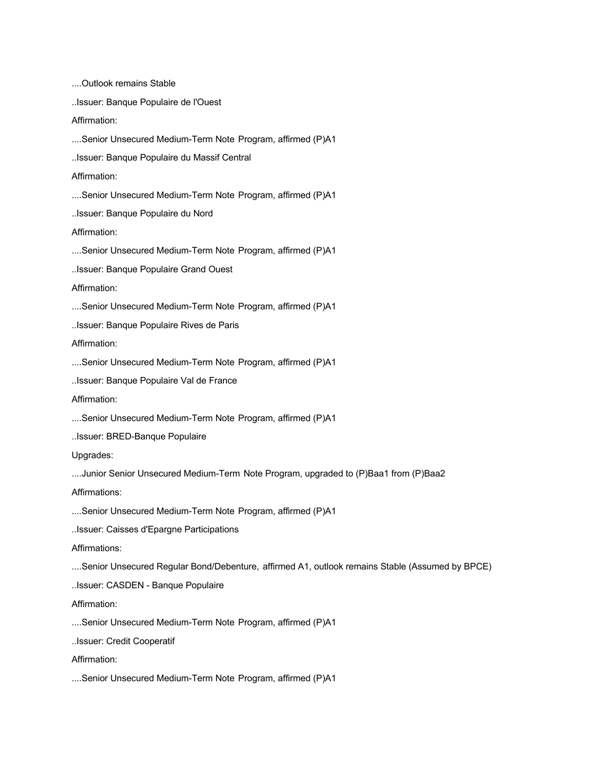....Outlook remains Stable

..Issuer: Banque Populaire de l'Ouest

Affirmation:

....Senior Unsecured Medium-Term Note Program, affirmed (P)A1

..Issuer: Banque Populaire du Massif Central

Affirmation:

....Senior Unsecured Medium-Term Note Program, affirmed (P)A1

..Issuer: Banque Populaire du Nord

Affirmation:

....Senior Unsecured Medium-Term Note Program, affirmed (P)A1

..Issuer: Banque Populaire Grand Ouest

Affirmation:

....Senior Unsecured Medium-Term Note Program, affirmed (P)A1

..Issuer: Banque Populaire Rives de Paris

Affirmation:

....Senior Unsecured Medium-Term Note Program, affirmed (P)A1

..Issuer: Banque Populaire Val de France

Affirmation:

....Senior Unsecured Medium-Term Note Program, affirmed (P)A1

..Issuer: BRED-Banque Populaire

Upgrades:

....Junior Senior Unsecured Medium-Term Note Program, upgraded to (P)Baa1 from (P)Baa2

Affirmations:

....Senior Unsecured Medium-Term Note Program, affirmed (P)A1

..Issuer: Caisses d'Epargne Participations

Affirmations:

....Senior Unsecured Regular Bond/Debenture, affirmed A1, outlook remains Stable (Assumed by BPCE)

..Issuer: CASDEN - Banque Populaire

Affirmation:

....Senior Unsecured Medium-Term Note Program, affirmed (P)A1

..Issuer: Credit Cooperatif

Affirmation:

....Senior Unsecured Medium-Term Note Program, affirmed (P)A1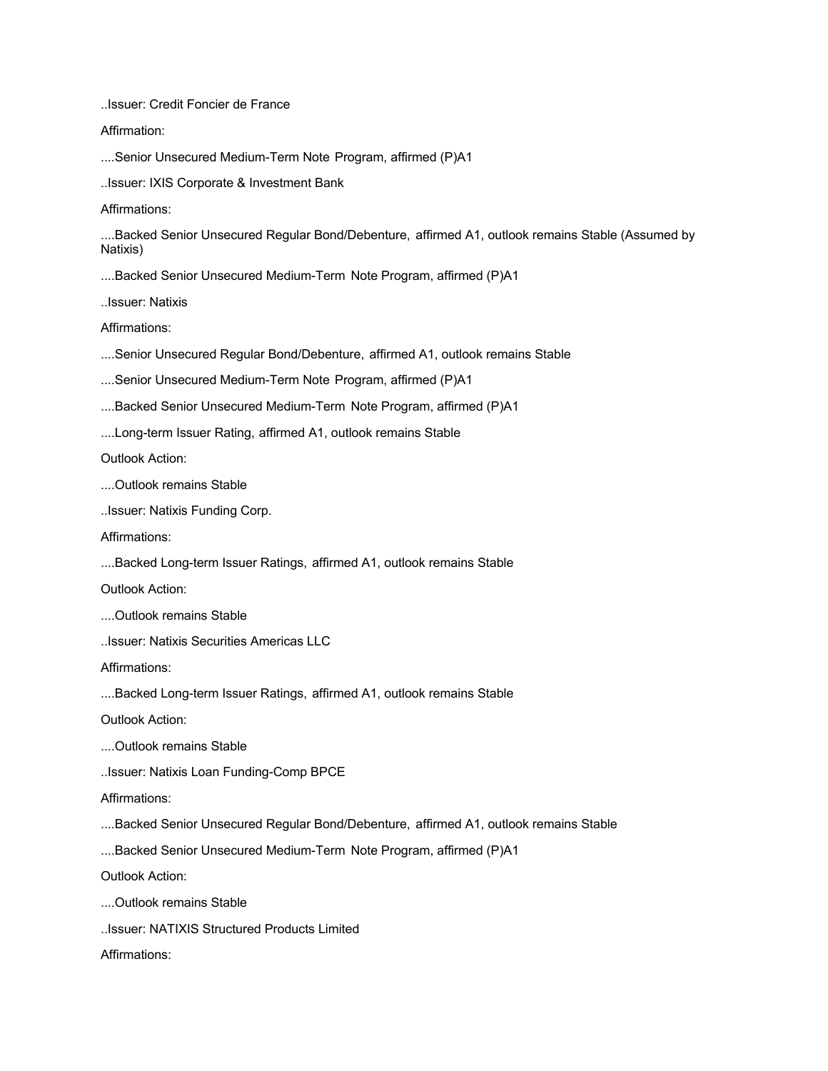..Issuer: Credit Foncier de France

Affirmation:

....Senior Unsecured Medium-Term Note Program, affirmed (P)A1

..Issuer: IXIS Corporate & Investment Bank

Affirmations:

....Backed Senior Unsecured Regular Bond/Debenture, affirmed A1, outlook remains Stable (Assumed by Natixis)

....Backed Senior Unsecured Medium-Term Note Program, affirmed (P)A1

..Issuer: Natixis

Affirmations:

....Senior Unsecured Regular Bond/Debenture, affirmed A1, outlook remains Stable

....Senior Unsecured Medium-Term Note Program, affirmed (P)A1

....Backed Senior Unsecured Medium-Term Note Program, affirmed (P)A1

....Long-term Issuer Rating, affirmed A1, outlook remains Stable

Outlook Action:

....Outlook remains Stable

..Issuer: Natixis Funding Corp.

Affirmations:

....Backed Long-term Issuer Ratings, affirmed A1, outlook remains Stable

Outlook Action:

....Outlook remains Stable

..Issuer: Natixis Securities Americas LLC

Affirmations:

....Backed Long-term Issuer Ratings, affirmed A1, outlook remains Stable

Outlook Action:

....Outlook remains Stable

..Issuer: Natixis Loan Funding-Comp BPCE

Affirmations:

....Backed Senior Unsecured Regular Bond/Debenture, affirmed A1, outlook remains Stable

....Backed Senior Unsecured Medium-Term Note Program, affirmed (P)A1

Outlook Action:

....Outlook remains Stable

..Issuer: NATIXIS Structured Products Limited

Affirmations: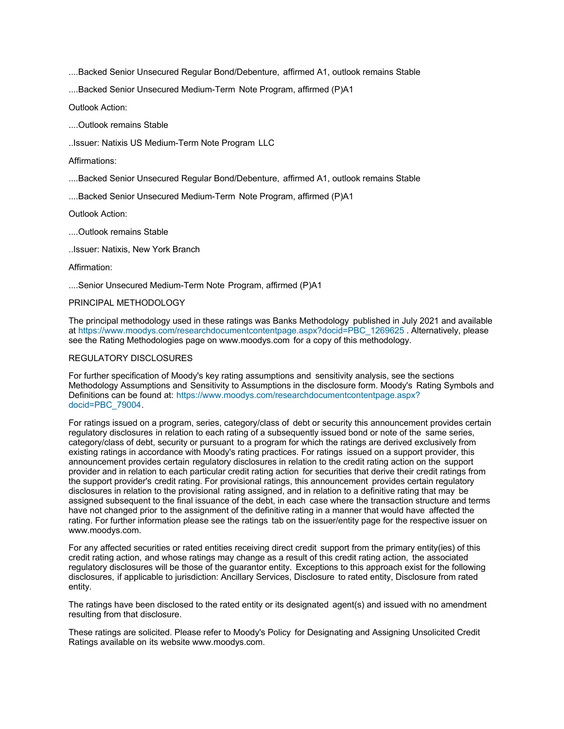....Backed Senior Unsecured Regular Bond/Debenture, affirmed A1, outlook remains Stable

....Backed Senior Unsecured Medium-Term Note Program, affirmed (P)A1

Outlook Action:

....Outlook remains Stable

..Issuer: Natixis US Medium-Term Note Program LLC

Affirmations:

....Backed Senior Unsecured Regular Bond/Debenture, affirmed A1, outlook remains Stable

....Backed Senior Unsecured Medium-Term Note Program, affirmed (P)A1

Outlook Action:

....Outlook remains Stable

..Issuer: Natixis, New York Branch

Affirmation:

....Senior Unsecured Medium-Term Note Program, affirmed (P)A1

PRINCIPAL METHODOLOGY

The principal methodology used in these ratings was Banks Methodology published in July 2021 and available at https://www.moodys.com/researchdocumentcontentpage.aspx?docid=PBC_1269625 . Alternatively, please see the Rating Methodologies page on www.moodys.com for a copy of this methodology.

REGULATORY DISCLOSURES

For further specification of Moody's key rating assumptions and sensitivity analysis, see the sections Methodology Assumptions and Sensitivity to Assumptions in the disclosure form. Moody's Rating Symbols and Definitions can be found at: https://www.moodys.com/researchdocumentcontentpage.aspx?docid=PBC_79004.

For ratings issued on a program, series, category/class of debt or security this announcement provides certain regulatory disclosures in relation to each rating of a subsequently issued bond or note of the same series, category/class of debt, security or pursuant to a program for which the ratings are derived exclusively from existing ratings in accordance with Moody's rating practices. For ratings issued on a support provider, this announcement provides certain regulatory disclosures in relation to the credit rating action on the support provider and in relation to each particular credit rating action for securities that derive their credit ratings from the support provider's credit rating. For provisional ratings, this announcement provides certain regulatory disclosures in relation to the provisional rating assigned, and in relation to a definitive rating that may be assigned subsequent to the final issuance of the debt, in each case where the transaction structure and terms have not changed prior to the assignment of the definitive rating in a manner that would have affected the rating. For further information please see the ratings tab on the issuer/entity page for the respective issuer on www.moodys.com.

For any affected securities or rated entities receiving direct credit support from the primary entity(ies) of this credit rating action, and whose ratings may change as a result of this credit rating action, the associated regulatory disclosures will be those of the guarantor entity. Exceptions to this approach exist for the following disclosures, if applicable to jurisdiction: Ancillary Services, Disclosure to rated entity, Disclosure from rated entity.

The ratings have been disclosed to the rated entity or its designated agent(s) and issued with no amendment resulting from that disclosure.

These ratings are solicited. Please refer to Moody's Policy for Designating and Assigning Unsolicited Credit Ratings available on its website www.moodys.com.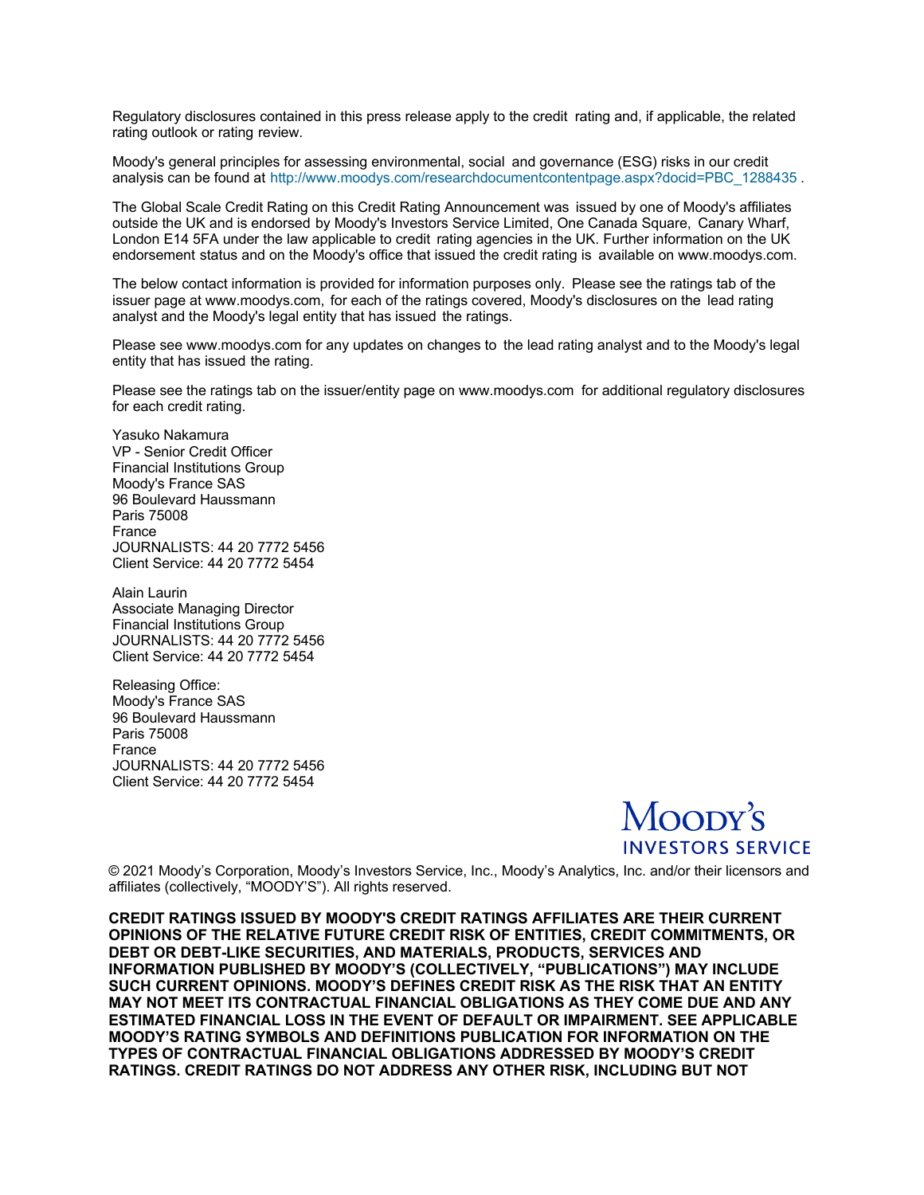Regulatory disclosures contained in this press release apply to the credit rating and, if applicable, the related rating outlook or rating review.

Moody's general principles for assessing environmental, social and governance (ESG) risks in our credit analysis can be found at http://www.moodys.com/researchdocumentcontentpage.aspx?docid=PBC_1288435 .

The Global Scale Credit Rating on this Credit Rating Announcement was issued by one of Moody's affiliates outside the UK and is endorsed by Moody's Investors Service Limited, One Canada Square, Canary Wharf, London E14 5FA under the law applicable to credit rating agencies in the UK. Further information on the UK endorsement status and on the Moody's office that issued the credit rating is available on www.moodys.com.

The below contact information is provided for information purposes only. Please see the ratings tab of the issuer page at www.moodys.com, for each of the ratings covered, Moody's disclosures on the lead rating analyst and the Moody's legal entity that has issued the ratings.

Please see www.moodys.com for any updates on changes to the lead rating analyst and to the Moody's legal entity that has issued the rating.

Please see the ratings tab on the issuer/entity page on www.moodys.com for additional regulatory disclosures for each credit rating.

Yasuko Nakamura
VP - Senior Credit Officer
Financial Institutions Group
Moody's France SAS
96 Boulevard Haussmann
Paris 75008
France
JOURNALISTS: 44 20 7772 5456
Client Service: 44 20 7772 5454

Alain Laurin
Associate Managing Director
Financial Institutions Group
JOURNALISTS: 44 20 7772 5456
Client Service: 44 20 7772 5454

Releasing Office:
Moody's France SAS
96 Boulevard Haussmann
Paris 75008
France
JOURNALISTS: 44 20 7772 5456
Client Service: 44 20 7772 5454

© 2021 Moody's Corporation, Moody's Investors Service, Inc., Moody's Analytics, Inc. and/or their licensors and affiliates (collectively, "MOODY'S"). All rights reserved.

**CREDIT RATINGS ISSUED BY MOODY'S CREDIT RATINGS AFFILIATES ARE THEIR CURRENT OPINIONS OF THE RELATIVE FUTURE CREDIT RISK OF ENTITIES, CREDIT COMMITMENTS, OR DEBT OR DEBT-LIKE SECURITIES, AND MATERIALS, PRODUCTS, SERVICES AND INFORMATION PUBLISHED BY MOODY'S (COLLECTIVELY, "PUBLICATIONS") MAY INCLUDE SUCH CURRENT OPINIONS. MOODY'S DEFINES CREDIT RISK AS THE RISK THAT AN ENTITY MAY NOT MEET ITS CONTRACTUAL FINANCIAL OBLIGATIONS AS THEY COME DUE AND ANY ESTIMATED FINANCIAL LOSS IN THE EVENT OF DEFAULT OR IMPAIRMENT. SEE APPLICABLE MOODY'S RATING SYMBOLS AND DEFINITIONS PUBLICATION FOR INFORMATION ON THE TYPES OF CONTRACTUAL FINANCIAL OBLIGATIONS ADDRESSED BY MOODY'S CREDIT RATINGS. CREDIT RATINGS DO NOT ADDRESS ANY OTHER RISK, INCLUDING BUT NOT**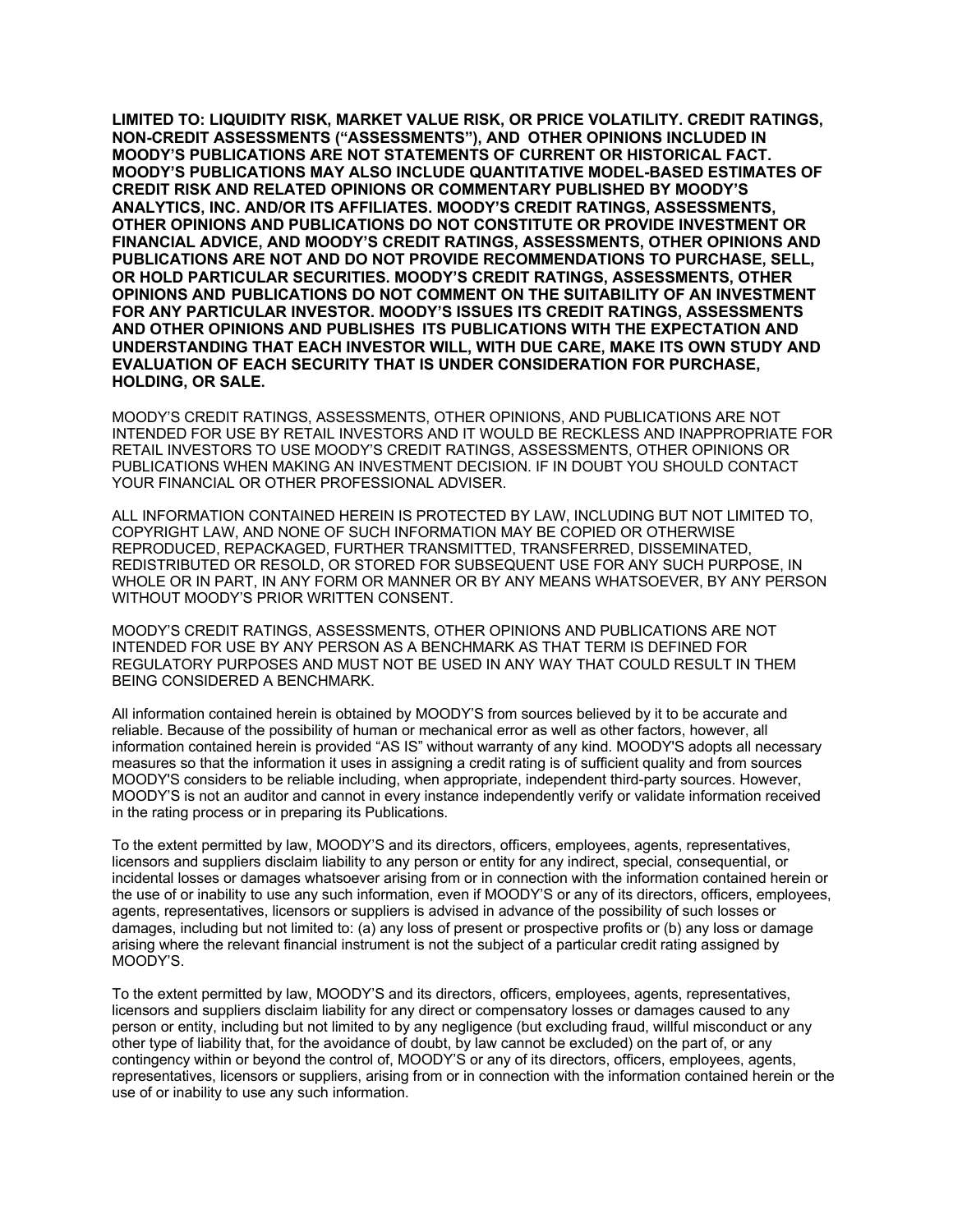**LIMITED TO: LIQUIDITY RISK, MARKET VALUE RISK, OR PRICE VOLATILITY. CREDIT RATINGS, NON-CREDIT ASSESSMENTS (“ASSESSMENTS”), AND OTHER OPINIONS INCLUDED IN MOODY’S PUBLICATIONS ARE NOT STATEMENTS OF CURRENT OR HISTORICAL FACT. MOODY’S PUBLICATIONS MAY ALSO INCLUDE QUANTITATIVE MODEL-BASED ESTIMATES OF CREDIT RISK AND RELATED OPINIONS OR COMMENTARY PUBLISHED BY MOODY’S ANALYTICS, INC. AND/OR ITS AFFILIATES. MOODY’S CREDIT RATINGS, ASSESSMENTS, OTHER OPINIONS AND PUBLICATIONS DO NOT CONSTITUTE OR PROVIDE INVESTMENT OR FINANCIAL ADVICE, AND MOODY’S CREDIT RATINGS, ASSESSMENTS, OTHER OPINIONS AND PUBLICATIONS ARE NOT AND DO NOT PROVIDE RECOMMENDATIONS TO PURCHASE, SELL, OR HOLD PARTICULAR SECURITIES. MOODY’S CREDIT RATINGS, ASSESSMENTS, OTHER OPINIONS AND PUBLICATIONS DO NOT COMMENT ON THE SUITABILITY OF AN INVESTMENT FOR ANY PARTICULAR INVESTOR. MOODY’S ISSUES ITS CREDIT RATINGS, ASSESSMENTS AND OTHER OPINIONS AND PUBLISHES ITS PUBLICATIONS WITH THE EXPECTATION AND UNDERSTANDING THAT EACH INVESTOR WILL, WITH DUE CARE, MAKE ITS OWN STUDY AND EVALUATION OF EACH SECURITY THAT IS UNDER CONSIDERATION FOR PURCHASE, HOLDING, OR SALE.**

MOODY’S CREDIT RATINGS, ASSESSMENTS, OTHER OPINIONS, AND PUBLICATIONS ARE NOT INTENDED FOR USE BY RETAIL INVESTORS AND IT WOULD BE RECKLESS AND INAPPROPRIATE FOR RETAIL INVESTORS TO USE MOODY’S CREDIT RATINGS, ASSESSMENTS, OTHER OPINIONS OR PUBLICATIONS WHEN MAKING AN INVESTMENT DECISION. IF IN DOUBT YOU SHOULD CONTACT YOUR FINANCIAL OR OTHER PROFESSIONAL ADVISER.

ALL INFORMATION CONTAINED HEREIN IS PROTECTED BY LAW, INCLUDING BUT NOT LIMITED TO, COPYRIGHT LAW, AND NONE OF SUCH INFORMATION MAY BE COPIED OR OTHERWISE REPRODUCED, REPACKAGED, FURTHER TRANSMITTED, TRANSFERRED, DISSEMINATED, REDISTRIBUTED OR RESOLD, OR STORED FOR SUBSEQUENT USE FOR ANY SUCH PURPOSE, IN WHOLE OR IN PART, IN ANY FORM OR MANNER OR BY ANY MEANS WHATSOEVER, BY ANY PERSON WITHOUT MOODY’S PRIOR WRITTEN CONSENT.

MOODY’S CREDIT RATINGS, ASSESSMENTS, OTHER OPINIONS AND PUBLICATIONS ARE NOT INTENDED FOR USE BY ANY PERSON AS A BENCHMARK AS THAT TERM IS DEFINED FOR REGULATORY PURPOSES AND MUST NOT BE USED IN ANY WAY THAT COULD RESULT IN THEM BEING CONSIDERED A BENCHMARK.

All information contained herein is obtained by MOODY’S from sources believed by it to be accurate and reliable. Because of the possibility of human or mechanical error as well as other factors, however, all information contained herein is provided “AS IS” without warranty of any kind. MOODY'S adopts all necessary measures so that the information it uses in assigning a credit rating is of sufficient quality and from sources MOODY'S considers to be reliable including, when appropriate, independent third-party sources. However, MOODY’S is not an auditor and cannot in every instance independently verify or validate information received in the rating process or in preparing its Publications.

To the extent permitted by law, MOODY’S and its directors, officers, employees, agents, representatives, licensors and suppliers disclaim liability to any person or entity for any indirect, special, consequential, or incidental losses or damages whatsoever arising from or in connection with the information contained herein or the use of or inability to use any such information, even if MOODY’S or any of its directors, officers, employees, agents, representatives, licensors or suppliers is advised in advance of the possibility of such losses or damages, including but not limited to: (a) any loss of present or prospective profits or (b) any loss or damage arising where the relevant financial instrument is not the subject of a particular credit rating assigned by MOODY’S.

To the extent permitted by law, MOODY’S and its directors, officers, employees, agents, representatives, licensors and suppliers disclaim liability for any direct or compensatory losses or damages caused to any person or entity, including but not limited to by any negligence (but excluding fraud, willful misconduct or any other type of liability that, for the avoidance of doubt, by law cannot be excluded) on the part of, or any contingency within or beyond the control of, MOODY’S or any of its directors, officers, employees, agents, representatives, licensors or suppliers, arising from or in connection with the information contained herein or the use of or inability to use any such information.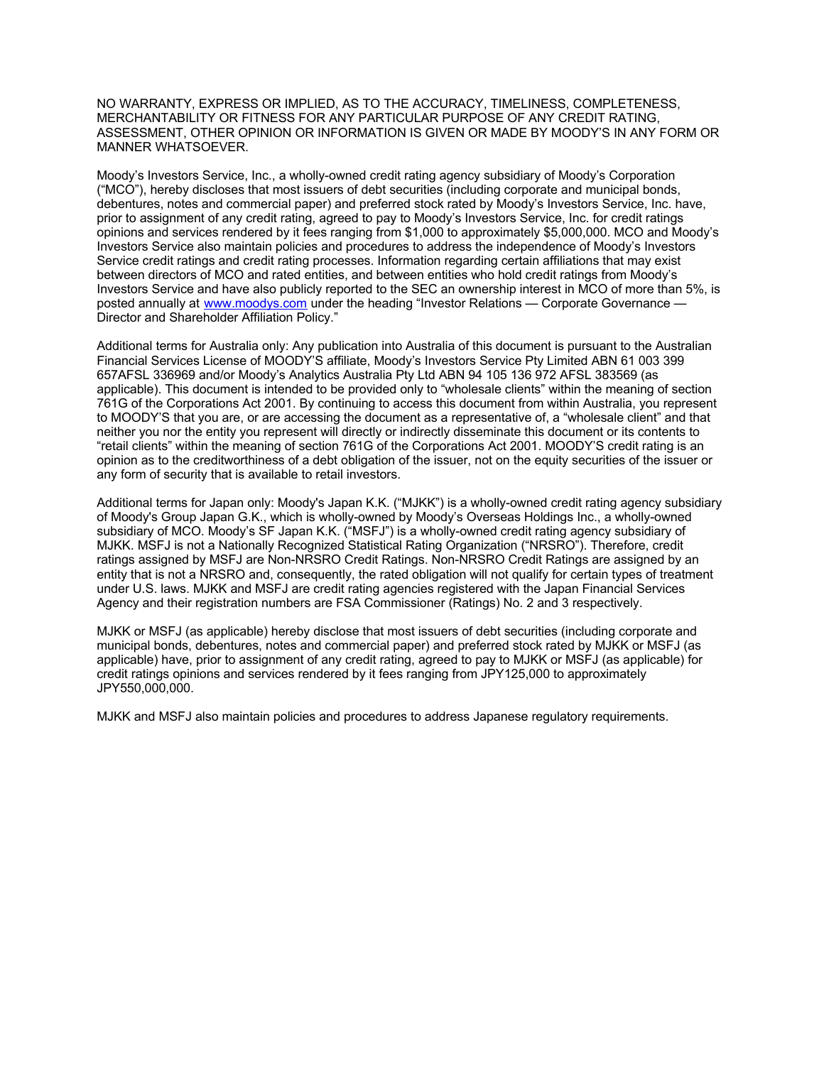NO WARRANTY, EXPRESS OR IMPLIED, AS TO THE ACCURACY, TIMELINESS, COMPLETENESS, MERCHANTABILITY OR FITNESS FOR ANY PARTICULAR PURPOSE OF ANY CREDIT RATING, ASSESSMENT, OTHER OPINION OR INFORMATION IS GIVEN OR MADE BY MOODY'S IN ANY FORM OR MANNER WHATSOEVER.

Moody's Investors Service, Inc., a wholly-owned credit rating agency subsidiary of Moody's Corporation ("MCO"), hereby discloses that most issuers of debt securities (including corporate and municipal bonds, debentures, notes and commercial paper) and preferred stock rated by Moody's Investors Service, Inc. have, prior to assignment of any credit rating, agreed to pay to Moody's Investors Service, Inc. for credit ratings opinions and services rendered by it fees ranging from $1,000 to approximately $5,000,000. MCO and Moody's Investors Service also maintain policies and procedures to address the independence of Moody's Investors Service credit ratings and credit rating processes. Information regarding certain affiliations that may exist between directors of MCO and rated entities, and between entities who hold credit ratings from Moody's Investors Service and have also publicly reported to the SEC an ownership interest in MCO of more than 5%, is posted annually at www.moodys.com under the heading "Investor Relations — Corporate Governance — Director and Shareholder Affiliation Policy."

Additional terms for Australia only: Any publication into Australia of this document is pursuant to the Australian Financial Services License of MOODY'S affiliate, Moody's Investors Service Pty Limited ABN 61 003 399 657AFSL 336969 and/or Moody's Analytics Australia Pty Ltd ABN 94 105 136 972 AFSL 383569 (as applicable). This document is intended to be provided only to "wholesale clients" within the meaning of section 761G of the Corporations Act 2001. By continuing to access this document from within Australia, you represent to MOODY'S that you are, or are accessing the document as a representative of, a "wholesale client" and that neither you nor the entity you represent will directly or indirectly disseminate this document or its contents to "retail clients" within the meaning of section 761G of the Corporations Act 2001. MOODY'S credit rating is an opinion as to the creditworthiness of a debt obligation of the issuer, not on the equity securities of the issuer or any form of security that is available to retail investors.

Additional terms for Japan only: Moody's Japan K.K. ("MJKK") is a wholly-owned credit rating agency subsidiary of Moody's Group Japan G.K., which is wholly-owned by Moody's Overseas Holdings Inc., a wholly-owned subsidiary of MCO. Moody's SF Japan K.K. ("MSFJ") is a wholly-owned credit rating agency subsidiary of MJKK. MSFJ is not a Nationally Recognized Statistical Rating Organization ("NRSRO"). Therefore, credit ratings assigned by MSFJ are Non-NRSRO Credit Ratings. Non-NRSRO Credit Ratings are assigned by an entity that is not a NRSRO and, consequently, the rated obligation will not qualify for certain types of treatment under U.S. laws. MJKK and MSFJ are credit rating agencies registered with the Japan Financial Services Agency and their registration numbers are FSA Commissioner (Ratings) No. 2 and 3 respectively.

MJKK or MSFJ (as applicable) hereby disclose that most issuers of debt securities (including corporate and municipal bonds, debentures, notes and commercial paper) and preferred stock rated by MJKK or MSFJ (as applicable) have, prior to assignment of any credit rating, agreed to pay to MJKK or MSFJ (as applicable) for credit ratings opinions and services rendered by it fees ranging from JPY125,000 to approximately JPY550,000,000.

MJKK and MSFJ also maintain policies and procedures to address Japanese regulatory requirements.